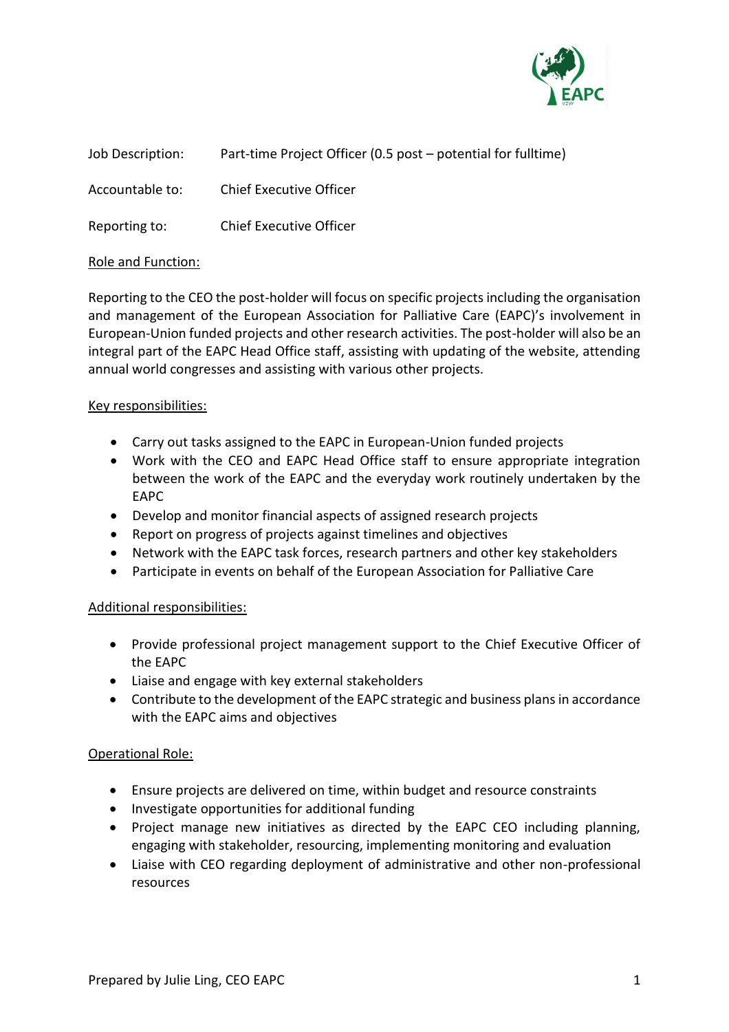Job Description: Part-time Project Officer (0.5 post – potential for fulltime)

Accountable to: Chief Executive Officer

Reporting to: Chief Executive Officer

Role and Function:

Reporting to the CEO the post-holder will focus on specific projects including the organisation and management of the European Association for Palliative Care (EAPC)'s involvement in European-Union funded projects and other research activities. The post-holder will also be an integral part of the EAPC Head Office staff, assisting with updating of the website, attending annual world congresses and assisting with various other projects.

Key responsibilities:

- Carry out tasks assigned to the EAPC in European-Union funded projects
- Work with the CEO and EAPC Head Office staff to ensure appropriate integration between the work of the EAPC and the everyday work routinely undertaken by the EAPC
- Develop and monitor financial aspects of assigned research projects
- Report on progress of projects against timelines and objectives
- Network with the EAPC task forces, research partners and other key stakeholders
- Participate in events on behalf of the European Association for Palliative Care

Additional responsibilities:

- Provide professional project management support to the Chief Executive Officer of the EAPC
- Liaise and engage with key external stakeholders
- Contribute to the development of the EAPC strategic and business plans in accordance with the EAPC aims and objectives

Operational Role:

- Ensure projects are delivered on time, within budget and resource constraints
- Investigate opportunities for additional funding
- Project manage new initiatives as directed by the EAPC CEO including planning, engaging with stakeholder, resourcing, implementing monitoring and evaluation
- Liaise with CEO regarding deployment of administrative and other non-professional resources

Prepared by Julie Ling, CEO EAPC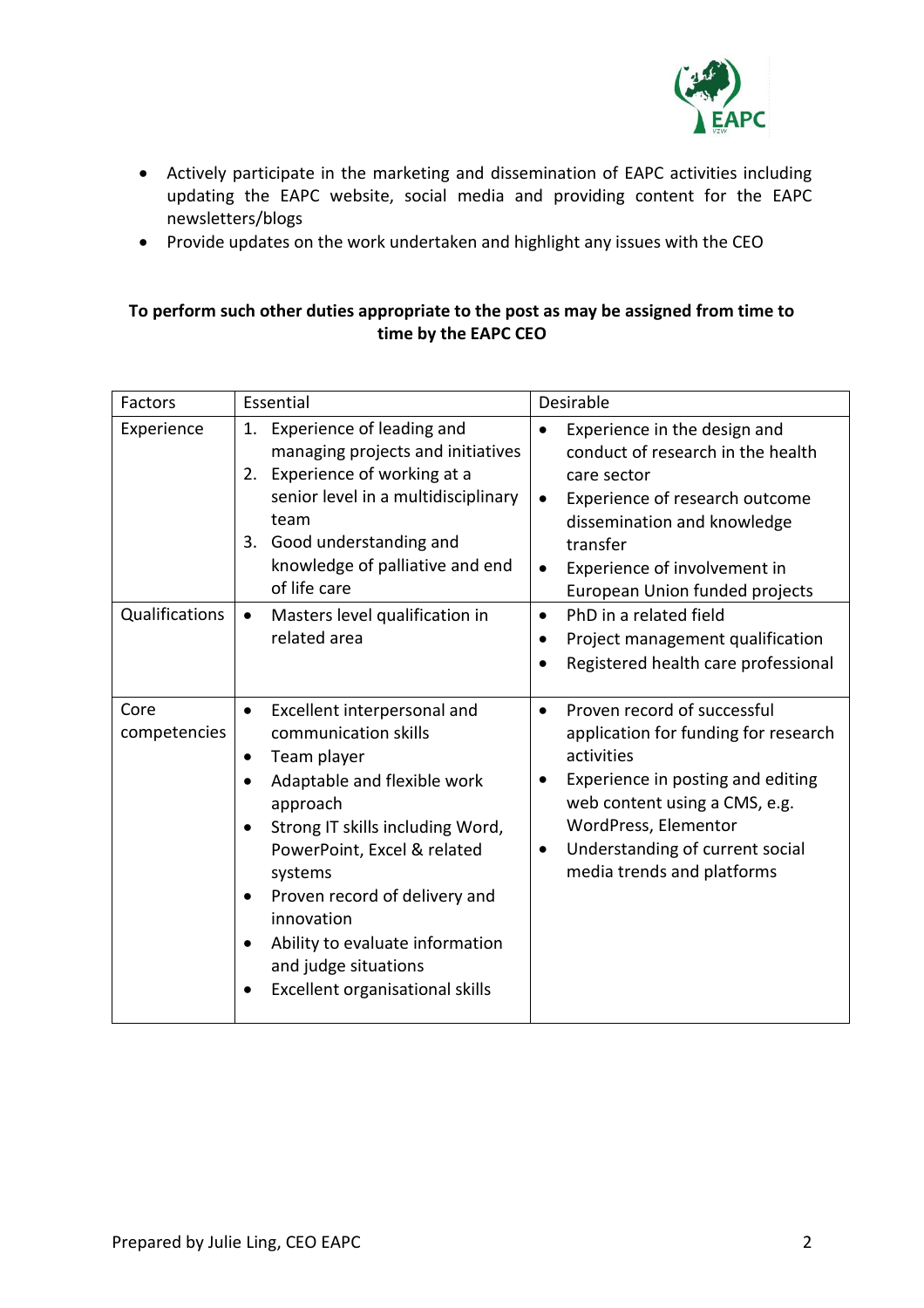- Actively participate in the marketing and dissemination of EAPC activities including updating the EAPC website, social media and providing content for the EAPC newsletters/blogs
- Provide updates on the work undertaken and highlight any issues with the CEO

**To perform such other duties appropriate to the post as may be assigned from time to time by the EAPC CEO**

| Factors | Essential | Desirable |
|---|---|---|
| Experience | 1. Experience of leading and managing projects and initiatives<br>2. Experience of working at a senior level in a multidisciplinary team<br>3. Good understanding and knowledge of palliative and end of life care | • Experience in the design and conduct of research in the health care sector<br>• Experience of research outcome dissemination and knowledge transfer<br>• Experience of involvement in European Union funded projects |
| Qualifications | • Masters level qualification in related area | • PhD in a related field<br>• Project management qualification<br>• Registered health care professional |
| Core competencies | • Excellent interpersonal and communication skills<br>• Team player<br>• Adaptable and flexible work approach<br>• Strong IT skills including Word, PowerPoint, Excel & related systems<br>• Proven record of delivery and innovation<br>• Ability to evaluate information and judge situations<br>• Excellent organisational skills | • Proven record of successful application for funding for research activities<br>• Experience in posting and editing web content using a CMS, e.g. WordPress, Elementor<br>• Understanding of current social media trends and platforms |

Prepared by Julie Ling, CEO EAPC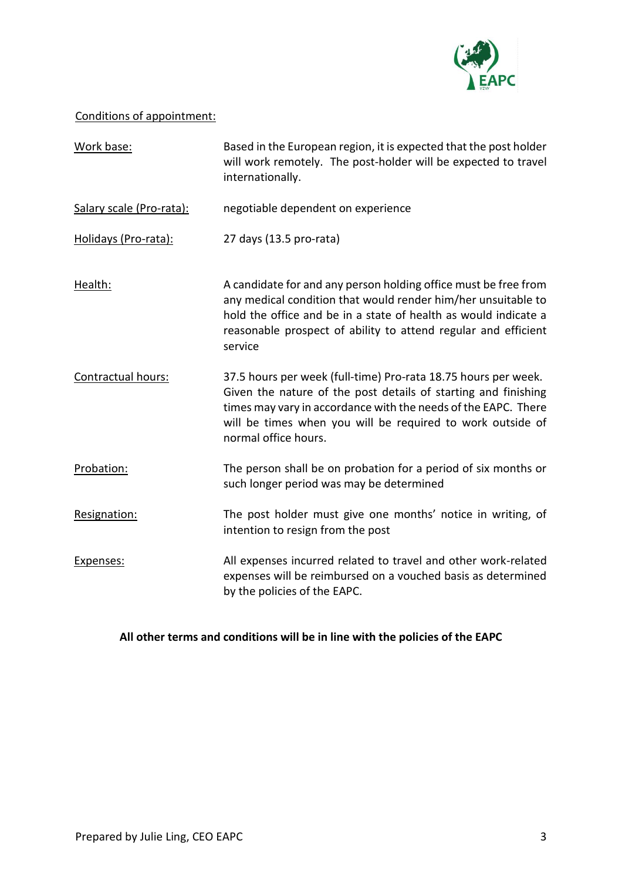Conditions of appointment:

| | |
|---|---|
| Work base: | Based in the European region, it is expected that the post holder will work remotely. The post-holder will be expected to travel internationally. |
| Salary scale (Pro-rata): | negotiable dependent on experience |
| Holidays (Pro-rata): | 27 days (13.5 pro-rata) |
| Health: | A candidate for and any person holding office must be free from any medical condition that would render him/her unsuitable to hold the office and be in a state of health as would indicate a reasonable prospect of ability to attend regular and efficient service |
| Contractual hours: | 37.5 hours per week (full-time) Pro-rata 18.75 hours per week. Given the nature of the post details of starting and finishing times may vary in accordance with the needs of the EAPC. There will be times when you will be required to work outside of normal office hours. |
| Probation: | The person shall be on probation for a period of six months or such longer period was may be determined |
| Resignation: | The post holder must give one months' notice in writing, of intention to resign from the post |
| Expenses: | All expenses incurred related to travel and other work-related expenses will be reimbursed on a vouched basis as determined by the policies of the EAPC. |

**All other terms and conditions will be in line with the policies of the EAPC**

Prepared by Julie Ling, CEO EAPC